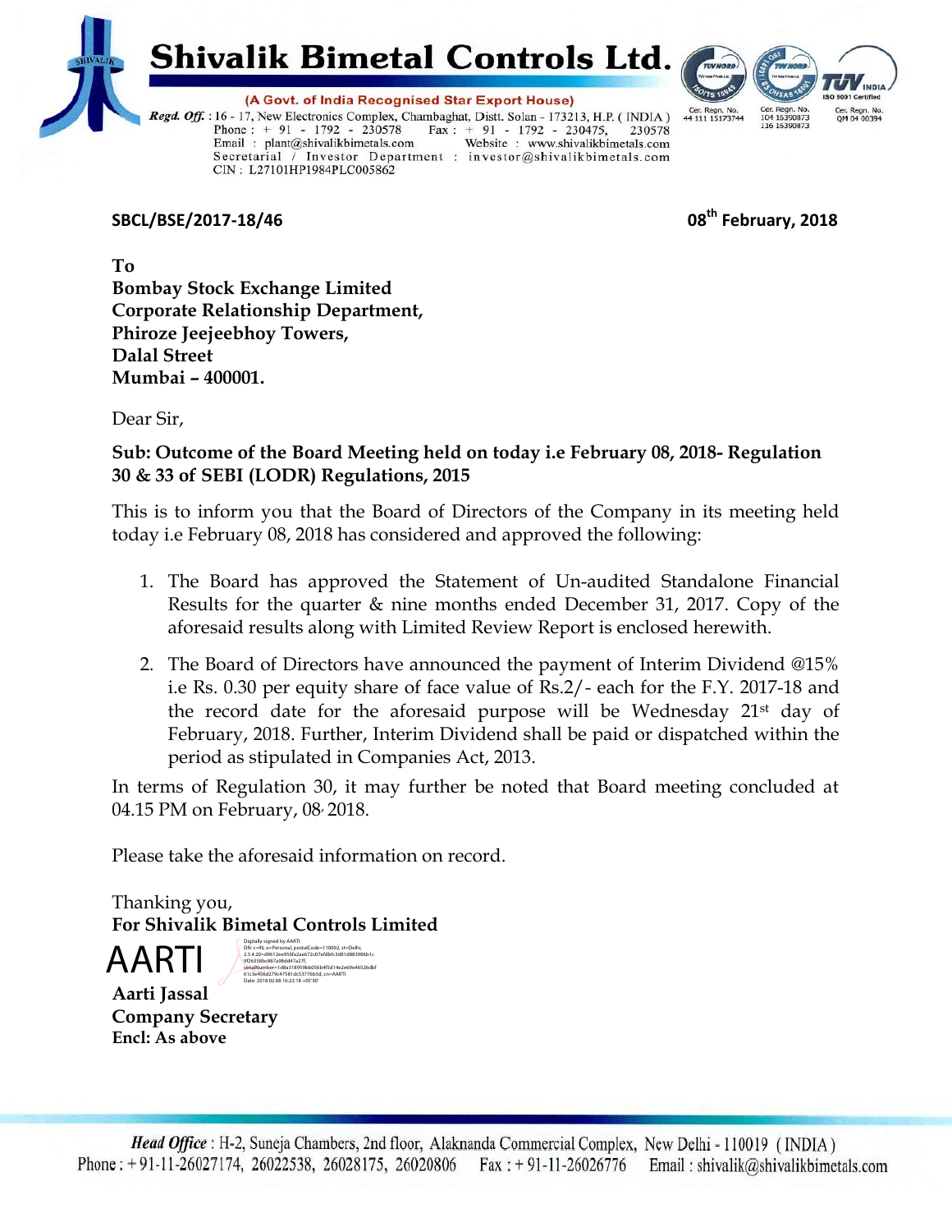# Shivalik Bimetal Controls Ltd.

(A Govt. of India Recognised Star Export House)

*Regd. Off.* : 16 - 17, New Electronics Complex, Chambaghat, Distt. Solan - 173213, H.P. ( INDIA )
Phone : + 91 - 1792 - 230578 Fax : + 91 - 1792 - 230475, 230578
Email : plant@shivalikbimetals.com Website : www.shivalikbimetals.com
Secretarial / Investor Department : investor@shivalikbimetals.com
CIN : L27101HP1984PLC005862

Cer. Regn. No. 44 111 15173744 | Cer. Regn. No. 104 16390873 116 16390873 | ISO 9001 Certified Cer. Regn. No. QM 04 00394

**SBCL/BSE/2017-18/46** **08th February, 2018**

**To**
**Bombay Stock Exchange Limited**
**Corporate Relationship Department,**
**Phiroze Jeejeebhoy Towers,**
**Dalal Street**
**Mumbai – 400001.**

Dear Sir,

**Sub: Outcome of the Board Meeting held on today i.e February 08, 2018- Regulation 30 & 33 of SEBI (LODR) Regulations, 2015**

This is to inform you that the Board of Directors of the Company in its meeting held today i.e February 08, 2018 has considered and approved the following:

1. The Board has approved the Statement of Un-audited Standalone Financial Results for the quarter & nine months ended December 31, 2017. Copy of the aforesaid results along with Limited Review Report is enclosed herewith.
2. The Board of Directors have announced the payment of Interim Dividend @15% i.e Rs. 0.30 per equity share of face value of Rs.2/- each for the F.Y. 2017-18 and the record date for the aforesaid purpose will be Wednesday 21st day of February, 2018. Further, Interim Dividend shall be paid or dispatched within the period as stipulated in Companies Act, 2013.

In terms of Regulation 30, it may further be noted that Board meeting concluded at 04.15 PM on February, 08, 2018.

Please take the aforesaid information on record.

Thanking you,
**For Shivalik Bimetal Controls Limited**

AARTI

Digitally signed by AARTI
Date: 2018.02.08 16:22:18 +05'30'

**Aarti Jassal**
**Company Secretary**
**Encl: As above**

*Head Office* : H-2, Suneja Chambers, 2nd floor, Alaknanda Commercial Complex, New Delhi - 110019 (INDIA)
Phone : +91-11-26027174, 26022538, 26028175, 26020806 Fax : +91-11-26026776 Email : shivalik@shivalikbimetals.com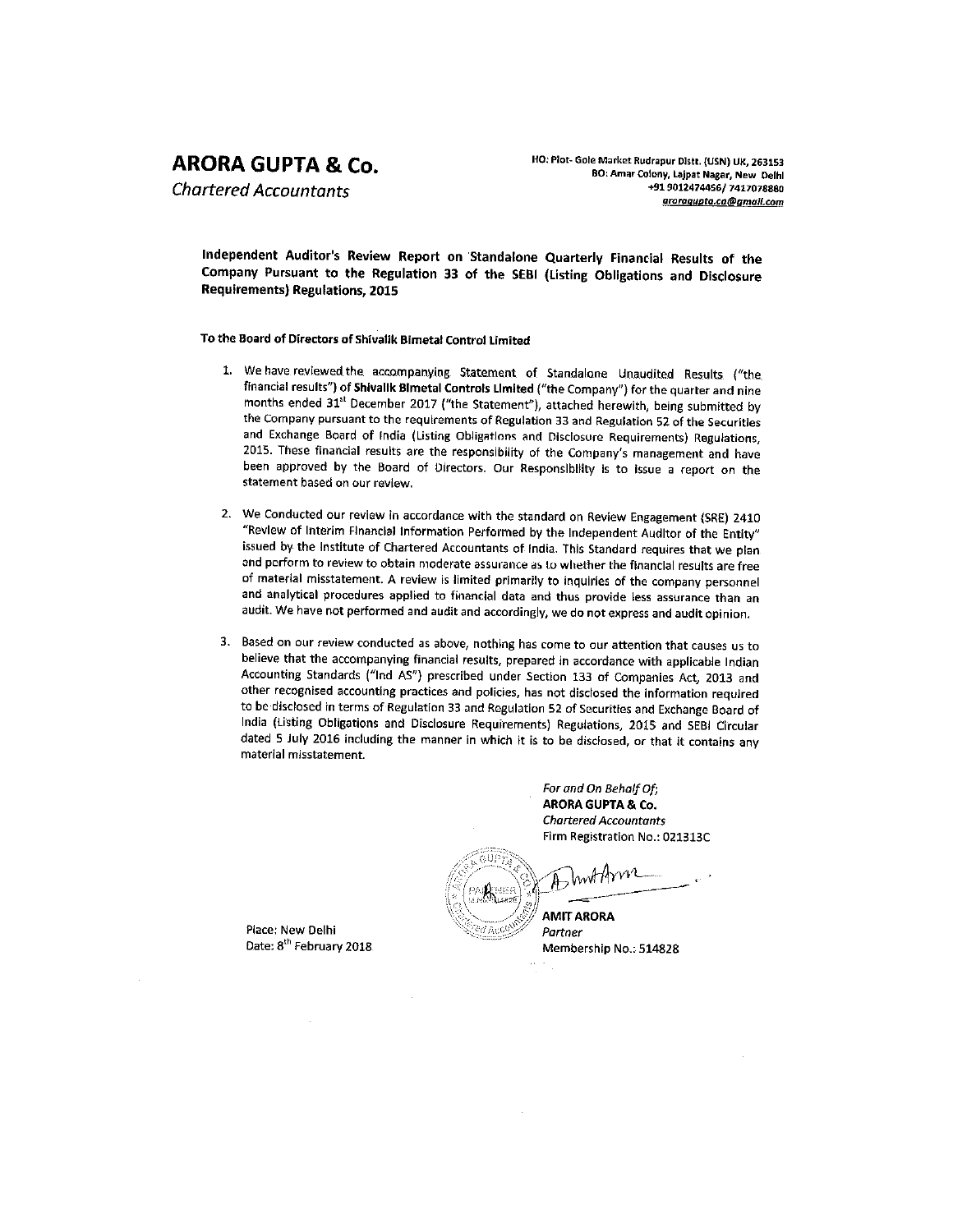# ARORA GUPTA & Co.

*Chartered Accountants*

HO: Plot- Gole Market Rudrapur Distt. (USN) UK, 263153
BO: Amar Colony, Lajpat Nagar, New Delhi
+91 9012474456/ 7417078880
*aroragupta.ca@gmail.com*

**Independent Auditor's Review Report on Standalone Quarterly Financial Results of the Company Pursuant to the Regulation 33 of the SEBI (Listing Obligations and Disclosure Requirements) Regulations, 2015**

**To the Board of Directors of Shivalik Bimetal Control Limited**

1. We have reviewed the accompanying Statement of Standalone Unaudited Results ("the financial results") of **Shivalik Bimetal Controls Limited** ("the Company") for the quarter and nine months ended 31st December 2017 ("the Statement"), attached herewith, being submitted by the Company pursuant to the requirements of Regulation 33 and Regulation 52 of the Securities and Exchange Board of India (Listing Obligations and Disclosure Requirements) Regulations, 2015. These financial results are the responsibility of the Company's management and have been approved by the Board of Directors. Our Responsiblity is to issue a report on the statement based on our review.

2. We Conducted our review in accordance with the standard on Review Engagement (SRE) 2410 "Review of Interim Financial Information Performed by the Independent Auditor of the Entity" issued by the Institute of Chartered Accountants of India. This Standard requires that we plan and perform to review to obtain moderate assurance as to whether the financial results are free of material misstatement. A review is limited primarily to inquiries of the company personnel and analytical procedures applied to financial data and thus provide less assurance than an audit. We have not performed and audit and accordingly, we do not express and audit opinion.

3. Based on our review conducted as above, nothing has come to our attention that causes us to believe that the accompanying financial results, prepared in accordance with applicable Indian Accounting Standards ("Ind AS") prescribed under Section 133 of Companies Act, 2013 and other recognised accounting practices and policies, has not disclosed the information required to be disclosed in terms of Regulation 33 and Regulation 52 of Securities and Exchange Board of India (Listing Obligations and Disclosure Requirements) Regulations, 2015 and SEBI Circular dated 5 July 2016 including the manner in which it is to be disclosed, or that it contains any material misstatement.

*For and On Behalf Of;*
**ARORA GUPTA & Co.**
*Chartered Accountants*
Firm Registration No.: 021313C

**AMIT ARORA**
*Partner*
Membership No.: 514828

Place: New Delhi
Date: 8th February 2018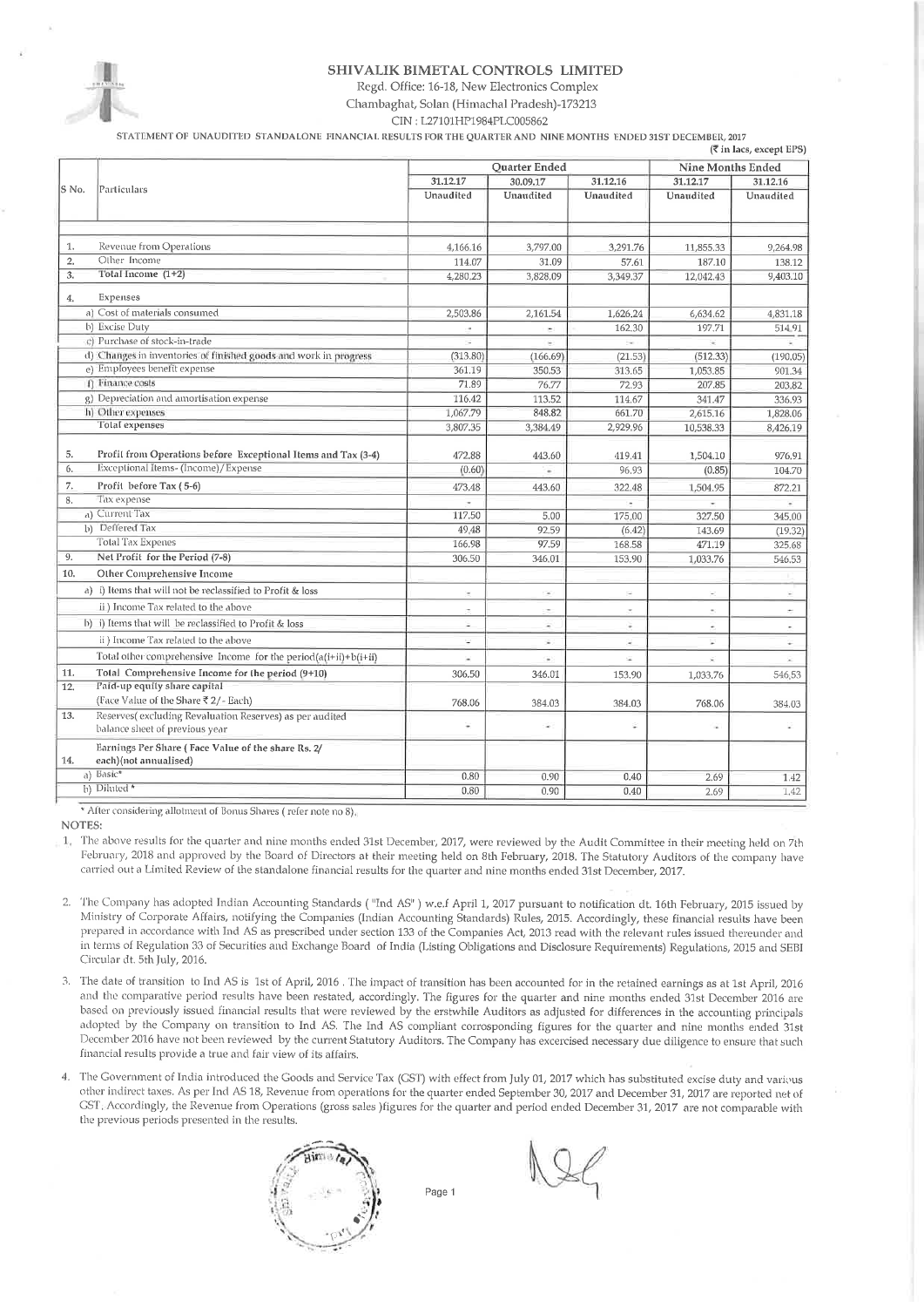# SHIVALIK BIMETAL CONTROLS LIMITED

Regd. Office: 16-18, New Electronics Complex
Chambaghat, Solan (Himachal Pradesh)-173213
CIN : L27101HP1984PLC005862

STATEMENT OF UNAUDITED STANDALONE FINANCIAL RESULTS FOR THE QUARTER AND NINE MONTHS ENDED 31ST DECEMBER, 2017

(₹ in lacs, except EPS)

| S No. | Particulars | Quarter Ended | | | Nine Months Ended | |
|---|---|---|---|---|---|---|
| | | 31.12.17 | 30.09.17 | 31.12.16 | 31.12.17 | 31.12.16 |
| | | Unaudited | Unaudited | Unaudited | Unaudited | Unaudited |
| 1. | Revenue from Operations | 4,166.16 | 3,797.00 | 3,291.76 | 11,855.33 | 9,264.98 |
| 2. | Other Income | 114.07 | 31.09 | 57.61 | 187.10 | 138.12 |
| 3. | Total Income (1+2) | 4,280.23 | 3,828.09 | 3,349.37 | 12,042.43 | 9,403.10 |
| 4. | Expenses | | | | | |
| | a) Cost of materials consumed | 2,503.86 | 2,161.54 | 1,626.24 | 6,634.62 | 4,831.18 |
| | b) Excise Duty | - | - | 162.30 | 197.71 | 514.91 |
| | c) Purchase of stock-in-trade | - | - | - | - | - |
| | d) Changes in inventories of finished goods and work in progress | (313.80) | (166.69) | (21.53) | (512.33) | (190.05) |
| | e) Employees benefit expense | 361.19 | 350.53 | 313.65 | 1,053.85 | 901.34 |
| | f) Finance costs | 71.89 | 76.77 | 72.93 | 207.85 | 203.82 |
| | g) Depreciation and amortisation expense | 116.42 | 113.52 | 114.67 | 341.47 | 336.93 |
| | h) Other expenses | 1,067.79 | 848.82 | 661.70 | 2,615.16 | 1,828.06 |
| | Total expenses | 3,807.35 | 3,384.49 | 2,929.96 | 10,538.33 | 8,426.19 |
| 5. | Profit from Operations before Exceptional Items and Tax (3-4) | 472.88 | 443.60 | 419.41 | 1,504.10 | 976.91 |
| 6. | Exceptional Items- (Income)/Expense | (0.60) | - | 96.93 | (0.85) | 104.70 |
| 7. | Profit before Tax (5-6) | 473.48 | 443.60 | 322.48 | 1,504.95 | 872.21 |
| 8. | Tax expense | - | | - | - | - |
| | a) Current Tax | 117.50 | 5.00 | 175.00 | 327.50 | 345.00 |
| | b) Deffered Tax | 49.48 | 92.59 | (6.42) | 143.69 | (19.32) |
| | Total Tax Expenes | 166.98 | 97.59 | 168.58 | 471.19 | 325.68 |
| 9. | Net Profit for the Period (7-8) | 306.50 | 346.01 | 153.90 | 1,033.76 | 546.53 |
| 10. | Other Comprehensive Income | | | | | |
| | a) i) Items that will not be reclassified to Profit & loss | - | - | - | - | - |
| | ii ) Income Tax related to the above | - | - | - | - | - |
| | b) i) Items that will be reclassified to Profit & loss | - | - | - | - | - |
| | ii ) Income Tax related to the above | - | - | - | - | - |
| | Total other comprehensive Income for the period(a(i+ii)+b(i+ii) | - | - | - | - | - |
| 11. | Total Comprehensive Income for the period (9+10) | 306.50 | 346.01 | 153.90 | 1,033.76 | 546.53 |
| 12. | Paid-up equity share capital (Face Value of the Share ₹ 2/- Each) | 768.06 | 384.03 | 384.03 | 768.06 | 384.03 |
| 13. | Reserves( excluding Revaluation Reserves) as per audited balance sheet of previous year | - | - | - | - | - |
| 14. | Earnings Per Share ( Face Value of the share Rs. 2/ each)(not annualised) | | | | | |
| | a) Basic* | 0.80 | 0.90 | 0.40 | 2.69 | 1.42 |
| | b) Diluted * | 0.80 | 0.90 | 0.40 | 2.69 | 1.42 |

* After considering allotment of Bonus Shares ( refer note no 8).

NOTES:

1. The above results for the quarter and nine months ended 31st December, 2017, were reviewed by the Audit Committee in their meeting held on 7th February, 2018 and approved by the Board of Directors at their meeting held on 8th February, 2018. The Statutory Auditors of the company have carried out a Limited Review of the standalone financial results for the quarter and nine months ended 31st December, 2017.

2. The Company has adopted Indian Accounting Standards ( "Ind AS" ) w.e.f April 1, 2017 pursuant to notification dt. 16th February, 2015 issued by Ministry of Corporate Affairs, notifying the Companies (Indian Accounting Standards) Rules, 2015. Accordingly, these financial results have been prepared in accordance with Ind AS as prescribed under section 133 of the Companies Act, 2013 read with the relevant rules issued thereunder and in terms of Regulation 33 of Securities and Exchange Board of India (Listing Obligations and Disclosure Requirements) Regulations, 2015 and SEBI Circular dt. 5th July, 2016.

3. The date of transition to Ind AS is 1st of April, 2016 . The impact of transition has been accounted for in the retained earnings as at 1st April, 2016 and the comparative period results have been restated, accordingly. The figures for the quarter and nine months ended 31st December 2016 are based on previously issued financial results that were reviewed by the erstwhile Auditors as adjusted for differences in the accounting principals adopted by the Company on transition to Ind AS. The Ind AS compliant corresponding figures for the quarter and nine months ended 31st December 2016 have not been reviewed by the current Statutory Auditors. The Company has excercised necessary due diligence to ensure that such financial results provide a true and fair view of its affairs.

4. The Government of India introduced the Goods and Service Tax (GST) with effect from July 01, 2017 which has substituted excise duty and various other indirect taxes. As per Ind AS 18, Revenue from operations for the quarter ended September 30, 2017 and December 31, 2017 are reported net of GST. Accordingly, the Revenue from Operations (gross sales )figures for the quarter and period ended December 31, 2017 are not comparable with the previous periods presented in the results.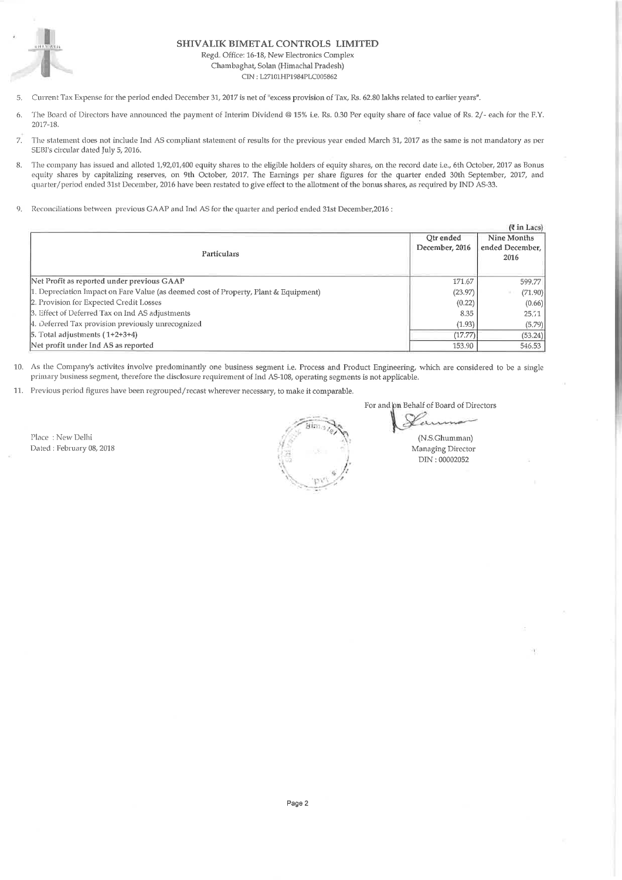**SHIVALIK BIMETAL CONTROLS LIMITED**
Regd. Office: 16-18, New Electronics Complex
Chambaghat, Solan (Himachal Pradesh)
CIN : L27101HP1984PLC005862

5. Current Tax Expense for the period ended December 31, 2017 is net of "excess provision of Tax, Rs. 62.80 lakhs related to earlier years".

6. The Board of Directors have announced the payment of Interim Dividend @ 15% i.e. Rs. 0.30 Per equity share of face value of Rs. 2/- each for the F.Y. 2017-18.

7. The statement does not include Ind AS compliant statement of results for the previous year ended March 31, 2017 as the same is not mandatory as per SEBI's circular dated July 5, 2016.

8. The company has issued and alloted 1,92,01,400 equity shares to the eligible holders of equity shares, on the record date i.e., 6th October, 2017 as Bonus equity shares by capitalizing reserves, on 9th October, 2017. The Earnings per share figures for the quarter ended 30th September, 2017, and quarter/period ended 31st December, 2016 have been restated to give effect to the allotment of the bonus shares, as required by IND AS-33.

9. Reconciliations between previous GAAP and Ind AS for the quarter and period ended 31st December,2016 :

(₹ in Lacs)

| Particulars | Qtr ended December, 2016 | Nine Months ended December, 2016 |
|---|---|---|
| Net Profit as reported under previous GAAP | 171.67 | 599.77 |
| 1. Depreciation Impact on Fare Value (as deemed cost of Property, Plant & Equipment) | (23.97) | (71.90) |
| 2. Provision for Expected Credit Losses | (0.22) | (0.66) |
| 3. Effect of Deferred Tax on Ind AS adjustments | 8.35 | 25.11 |
| 4. Deferred Tax provision previously unrecognized | (1.93) | (5.79) |
| 5. Total adjustments ( 1+2+3+4) | (17.77) | (53.24) |
| Net profit under Ind AS as reported | 153.90 | 546.53 |

10. As the Company's activites involve predominantly one business segment i.e. Process and Product Engineering, which are considered to be a single primary business segment, therefore the disclosure requirement of Ind AS-108, operating segments is not applicable.

11. Previous period figures have been regrouped/recast wherever necessary, to make it comparable.

For and on Behalf of Board of Directors

(N.S.Ghumman)
Managing Director
DIN : 00002052

Place : New Delhi
Dated : February 08, 2018